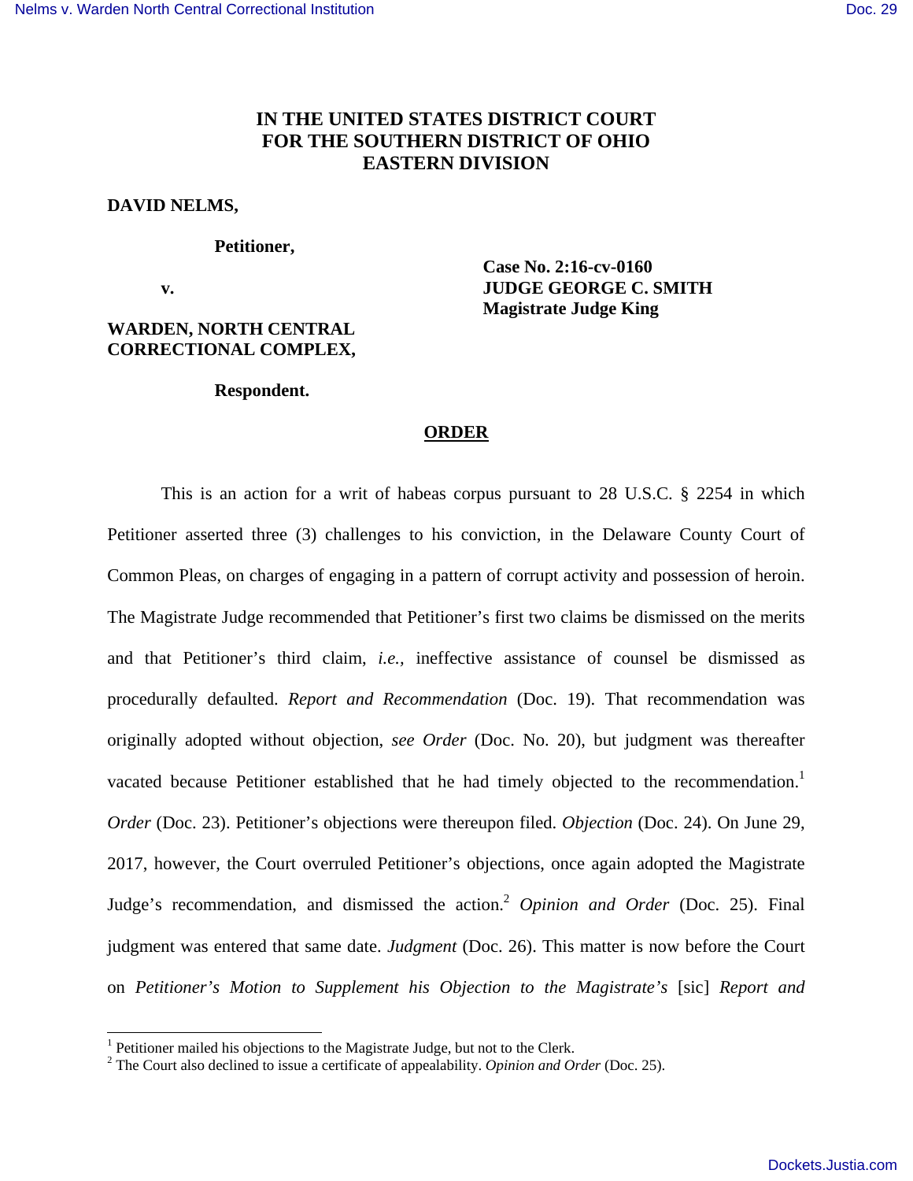# IN THE UNITED STATES DISTRICT COURT FOR THE SOUTHERN DISTRICT OF OHIO EASTERN DIVISION

**DAVID NELMS,**

**Petitioner,**

**v.**

**WARDEN, NORTH CENTRAL CORRECTIONAL COMPLEX,**

**Respondent.**

**Case No. 2:16-cv-0160**
**JUDGE GEORGE C. SMITH**
**Magistrate Judge King**

## ORDER

This is an action for a writ of habeas corpus pursuant to 28 U.S.C. § 2254 in which Petitioner asserted three (3) challenges to his conviction, in the Delaware County Court of Common Pleas, on charges of engaging in a pattern of corrupt activity and possession of heroin. The Magistrate Judge recommended that Petitioner's first two claims be dismissed on the merits and that Petitioner's third claim, *i.e.,* ineffective assistance of counsel be dismissed as procedurally defaulted. *Report and Recommendation* (Doc. 19). That recommendation was originally adopted without objection, *see Order* (Doc. No. 20), but judgment was thereafter vacated because Petitioner established that he had timely objected to the recommendation.[1] *Order* (Doc. 23). Petitioner's objections were thereupon filed. *Objection* (Doc. 24). On June 29, 2017, however, the Court overruled Petitioner's objections, once again adopted the Magistrate Judge's recommendation, and dismissed the action.[2] *Opinion and Order* (Doc. 25). Final judgment was entered that same date. *Judgment* (Doc. 26). This matter is now before the Court on *Petitioner's Motion to Supplement his Objection to the Magistrate's* [sic] *Report and*

---

[1] Petitioner mailed his objections to the Magistrate Judge, but not to the Clerk.

[2] The Court also declined to issue a certificate of appealability. *Opinion and Order* (Doc. 25).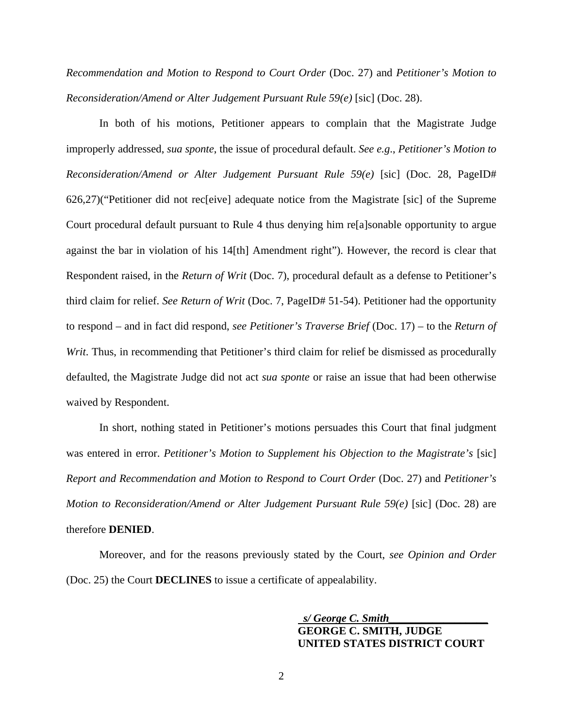*Recommendation and Motion to Respond to Court Order* (Doc. 27) and *Petitioner's Motion to Reconsideration/Amend or Alter Judgement Pursuant Rule 59(e)* [sic] (Doc. 28).

In both of his motions, Petitioner appears to complain that the Magistrate Judge improperly addressed, *sua sponte*, the issue of procedural default. *See e.g*., *Petitioner's Motion to Reconsideration/Amend or Alter Judgement Pursuant Rule 59(e)* [sic] (Doc. 28, PageID# 626,27)("Petitioner did not rec[eive] adequate notice from the Magistrate [sic] of the Supreme Court procedural default pursuant to Rule 4 thus denying him re[a]sonable opportunity to argue against the bar in violation of his 14[th] Amendment right"). However, the record is clear that Respondent raised, in the *Return of Writ* (Doc. 7), procedural default as a defense to Petitioner's third claim for relief. *See Return of Writ* (Doc. 7, PageID# 51-54). Petitioner had the opportunity to respond – and in fact did respond, *see Petitioner's Traverse Brief* (Doc. 17) – to the *Return of Writ*. Thus, in recommending that Petitioner's third claim for relief be dismissed as procedurally defaulted, the Magistrate Judge did not act *sua sponte* or raise an issue that had been otherwise waived by Respondent.

In short, nothing stated in Petitioner's motions persuades this Court that final judgment was entered in error. *Petitioner's Motion to Supplement his Objection to the Magistrate's* [sic] *Report and Recommendation and Motion to Respond to Court Order* (Doc. 27) and *Petitioner's Motion to Reconsideration/Amend or Alter Judgement Pursuant Rule 59(e)* [sic] (Doc. 28) are therefore **DENIED**.

Moreover, and for the reasons previously stated by the Court, *see Opinion and Order* (Doc. 25) the Court **DECLINES** to issue a certificate of appealability.

***s/ George C. Smith***
**GEORGE C. SMITH, JUDGE**
**UNITED STATES DISTRICT COURT**